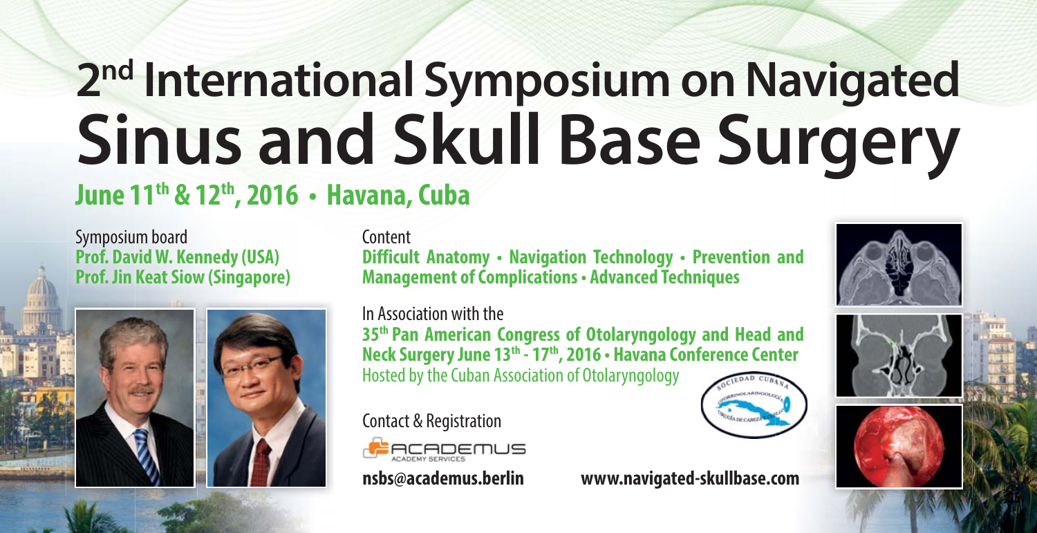# 2nd International Symposium on Navigated Sinus and Skull Base Surgery

## June 11th & 12th, 2016 • Havana, Cuba

Symposium board

**Prof. David W. Kennedy (USA)**

**Prof. Jin Keat Siow (Singapore)**

Content

**Difficult Anatomy • Navigation Technology • Prevention and Management of Complications • Advanced Techniques**

In Association with the

**35th Pan American Congress of Otolaryngology and Head and Neck Surgery June 13th - 17th, 2016 • Havana Conference Center**

Hosted by the Cuban Association of Otolaryngology

Contact & Registration

ACADEMUS ACADEMY SERVICES

**nsbs@academus.berlin** **www.navigated-skullbase.com**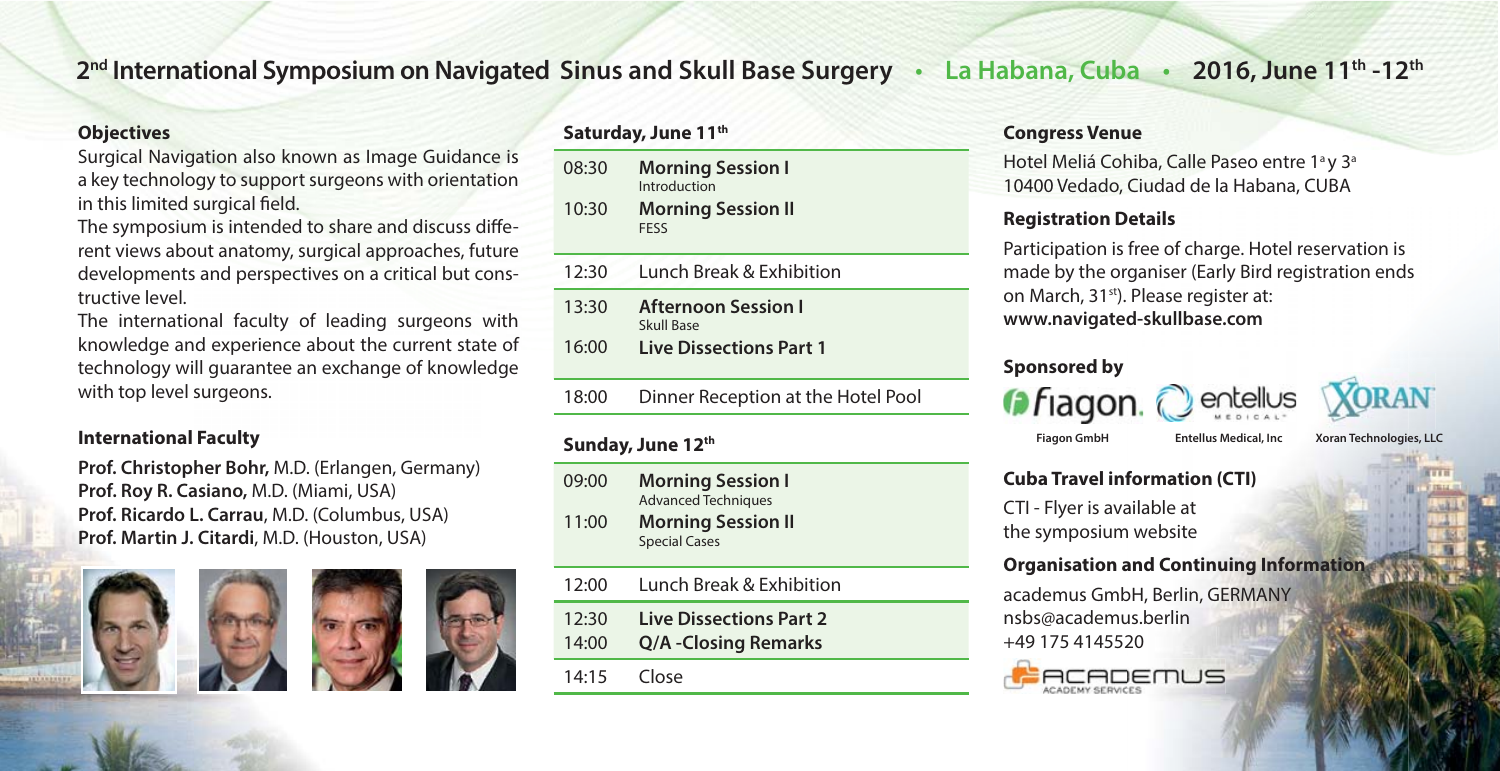# 2nd International Symposium on Navigated Sinus and Skull Base Surgery • La Habana, Cuba • 2016, June 11th -12th

### Objectives

Surgical Navigation also known as Image Guidance is a key technology to support surgeons with orientation in this limited surgical field.

The symposium is intended to share and discuss different views about anatomy, surgical approaches, future developments and perspectives on a critical but constructive level.

The international faculty of leading surgeons with knowledge and experience about the current state of technology will guarantee an exchange of knowledge with top level surgeons.

### International Faculty

**Prof. Christopher Bohr,** M.D. (Erlangen, Germany)
**Prof. Roy R. Casiano,** M.D. (Miami, USA)
**Prof. Ricardo L. Carrau**, M.D. (Columbus, USA)
**Prof. Martin J. Citardi**, M.D. (Houston, USA)

### Saturday, June 11th

| | |
|---|---|
| 08:30 | **Morning Session I** Introduction |
| 10:30 | **Morning Session II** FESS |
| 12:30 | Lunch Break & Exhibition |
| 13:30 | **Afternoon Session I** Skull Base |
| 16:00 | **Live Dissections Part 1** |
| 18:00 | Dinner Reception at the Hotel Pool |

### Sunday, June 12th

| | |
|---|---|
| 09:00 | **Morning Session I** Advanced Techniques |
| 11:00 | **Morning Session II** Special Cases |
| 12:00 | Lunch Break & Exhibition |
| 12:30 | **Live Dissections Part 2** |
| 14:00 | **Q/A -Closing Remarks** |
| 14:15 | Close |

### Congress Venue

Hotel Meliá Cohiba, Calle Paseo entre 1a y 3a
10400 Vedado, Ciudad de la Habana, CUBA

### Registration Details

Participation is free of charge. Hotel reservation is made by the organiser (Early Bird registration ends on March, 31st). Please register at:
**www.navigated-skullbase.com**

### Sponsored by

Fiagon GmbH — Entellus Medical, Inc — Xoran Technologies, LLC

### Cuba Travel information (CTI)

CTI - Flyer is available at the symposium website

### Organisation and Continuing Information

academus GmbH, Berlin, GERMANY
nsbs@academus.berlin
+49 175 4145520